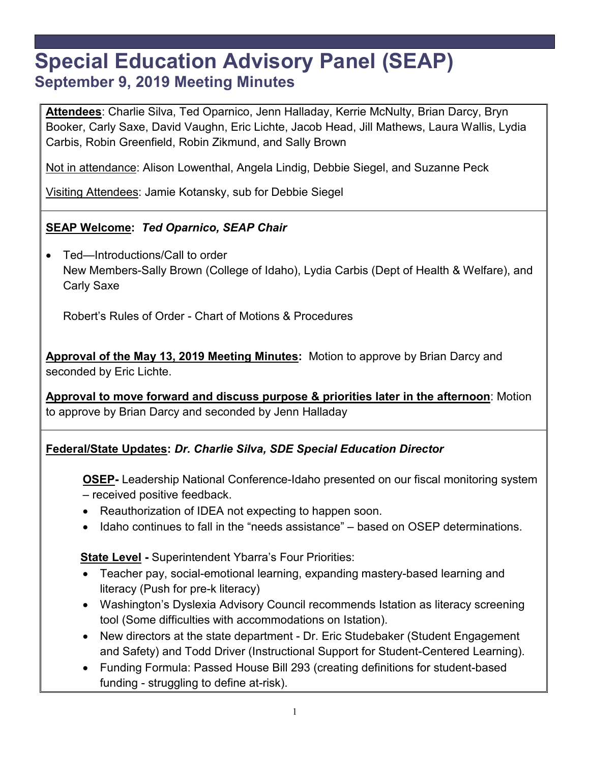# Special Education Advisory Panel (SEAP)

## September 9, 2019 Meeting Minutes

**Attendees**: Charlie Silva, Ted Oparnico, Jenn Halladay, Kerrie McNulty, Brian Darcy, Bryn Booker, Carly Saxe, David Vaughn, Eric Lichte, Jacob Head, Jill Mathews, Laura Wallis, Lydia Carbis, Robin Greenfield, Robin Zikmund, and Sally Brown

Not in attendance: Alison Lowenthal, Angela Lindig, Debbie Siegel, and Suzanne Peck

Visiting Attendees: Jamie Kotansky, sub for Debbie Siegel

**SEAP Welcome:** ***Ted Oparnico, SEAP Chair***

- Ted—Introductions/Call to order
  New Members-Sally Brown (College of Idaho), Lydia Carbis (Dept of Health & Welfare), and Carly Saxe

  Robert's Rules of Order - Chart of Motions & Procedures

**Approval of the May 13, 2019 Meeting Minutes:** Motion to approve by Brian Darcy and seconded by Eric Lichte.

**Approval to move forward and discuss purpose & priorities later in the afternoon**: Motion to approve by Brian Darcy and seconded by Jenn Halladay

**Federal/State Updates:** ***Dr. Charlie Silva, SDE Special Education Director***

**OSEP-** Leadership National Conference-Idaho presented on our fiscal monitoring system – received positive feedback.

- Reauthorization of IDEA not expecting to happen soon.
- Idaho continues to fall in the "needs assistance" – based on OSEP determinations.

**State Level -** Superintendent Ybarra's Four Priorities:

- Teacher pay, social-emotional learning, expanding mastery-based learning and literacy (Push for pre-k literacy)
- Washington's Dyslexia Advisory Council recommends Istation as literacy screening tool (Some difficulties with accommodations on Istation).
- New directors at the state department - Dr. Eric Studebaker (Student Engagement and Safety) and Todd Driver (Instructional Support for Student-Centered Learning).
- Funding Formula: Passed House Bill 293 (creating definitions for student-based funding - struggling to define at-risk).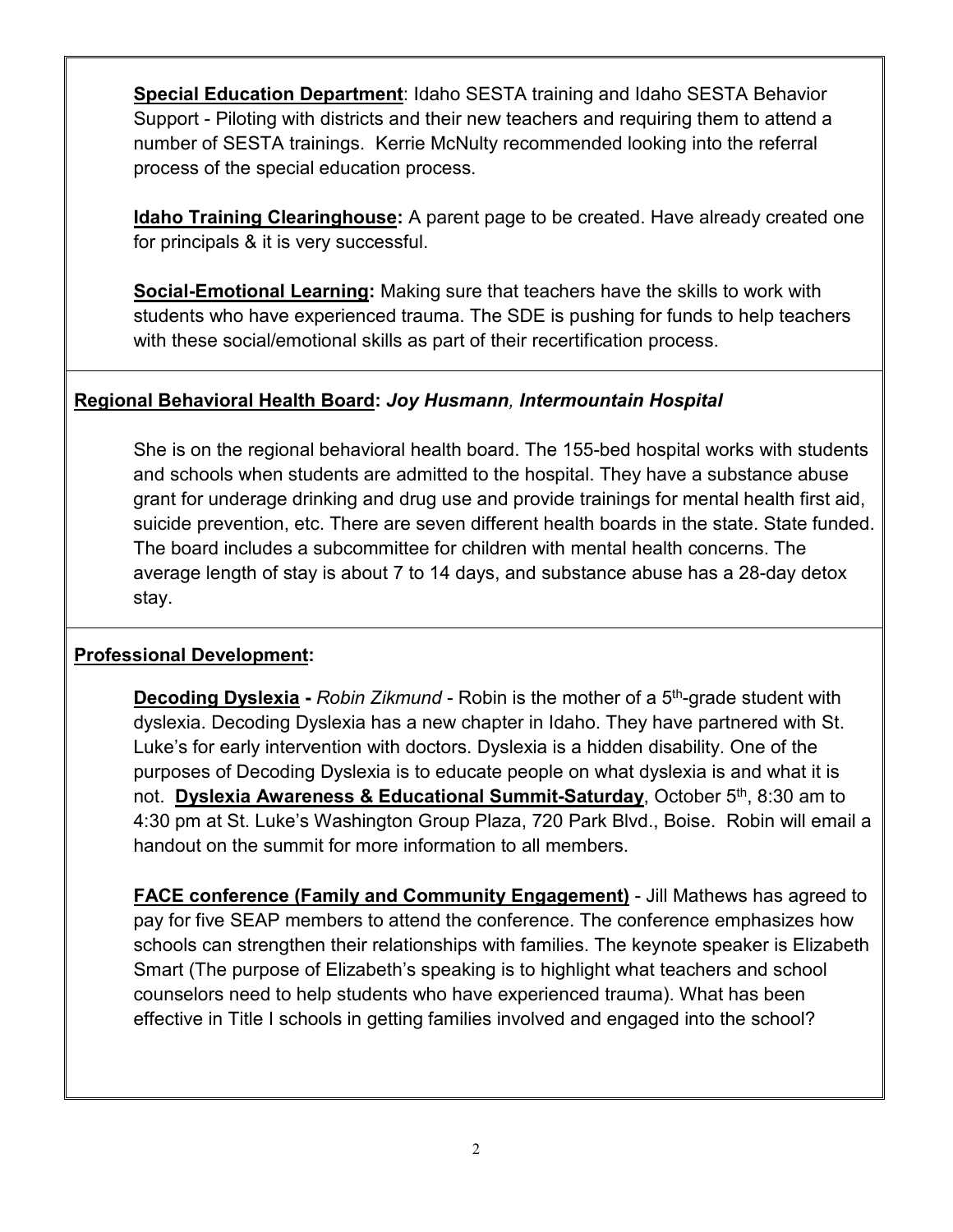**Special Education Department**: Idaho SESTA training and Idaho SESTA Behavior Support - Piloting with districts and their new teachers and requiring them to attend a number of SESTA trainings. Kerrie McNulty recommended looking into the referral process of the special education process.

**Idaho Training Clearinghouse:** A parent page to be created. Have already created one for principals & it is very successful.

**Social-Emotional Learning:** Making sure that teachers have the skills to work with students who have experienced trauma. The SDE is pushing for funds to help teachers with these social/emotional skills as part of their recertification process.

**Regional Behavioral Health Board:** ***Joy Husmann, Intermountain Hospital***

She is on the regional behavioral health board. The 155-bed hospital works with students and schools when students are admitted to the hospital. They have a substance abuse grant for underage drinking and drug use and provide trainings for mental health first aid, suicide prevention, etc. There are seven different health boards in the state. State funded. The board includes a subcommittee for children with mental health concerns. The average length of stay is about 7 to 14 days, and substance abuse has a 28-day detox stay.

**Professional Development:**

**Decoding Dyslexia -** *Robin Zikmund* - Robin is the mother of a 5th-grade student with dyslexia. Decoding Dyslexia has a new chapter in Idaho. They have partnered with St. Luke's for early intervention with doctors. Dyslexia is a hidden disability. One of the purposes of Decoding Dyslexia is to educate people on what dyslexia is and what it is not. **Dyslexia Awareness & Educational Summit-Saturday**, October 5th, 8:30 am to 4:30 pm at St. Luke's Washington Group Plaza, 720 Park Blvd., Boise. Robin will email a handout on the summit for more information to all members.

**FACE conference (Family and Community Engagement)** - Jill Mathews has agreed to pay for five SEAP members to attend the conference. The conference emphasizes how schools can strengthen their relationships with families. The keynote speaker is Elizabeth Smart (The purpose of Elizabeth's speaking is to highlight what teachers and school counselors need to help students who have experienced trauma). What has been effective in Title I schools in getting families involved and engaged into the school?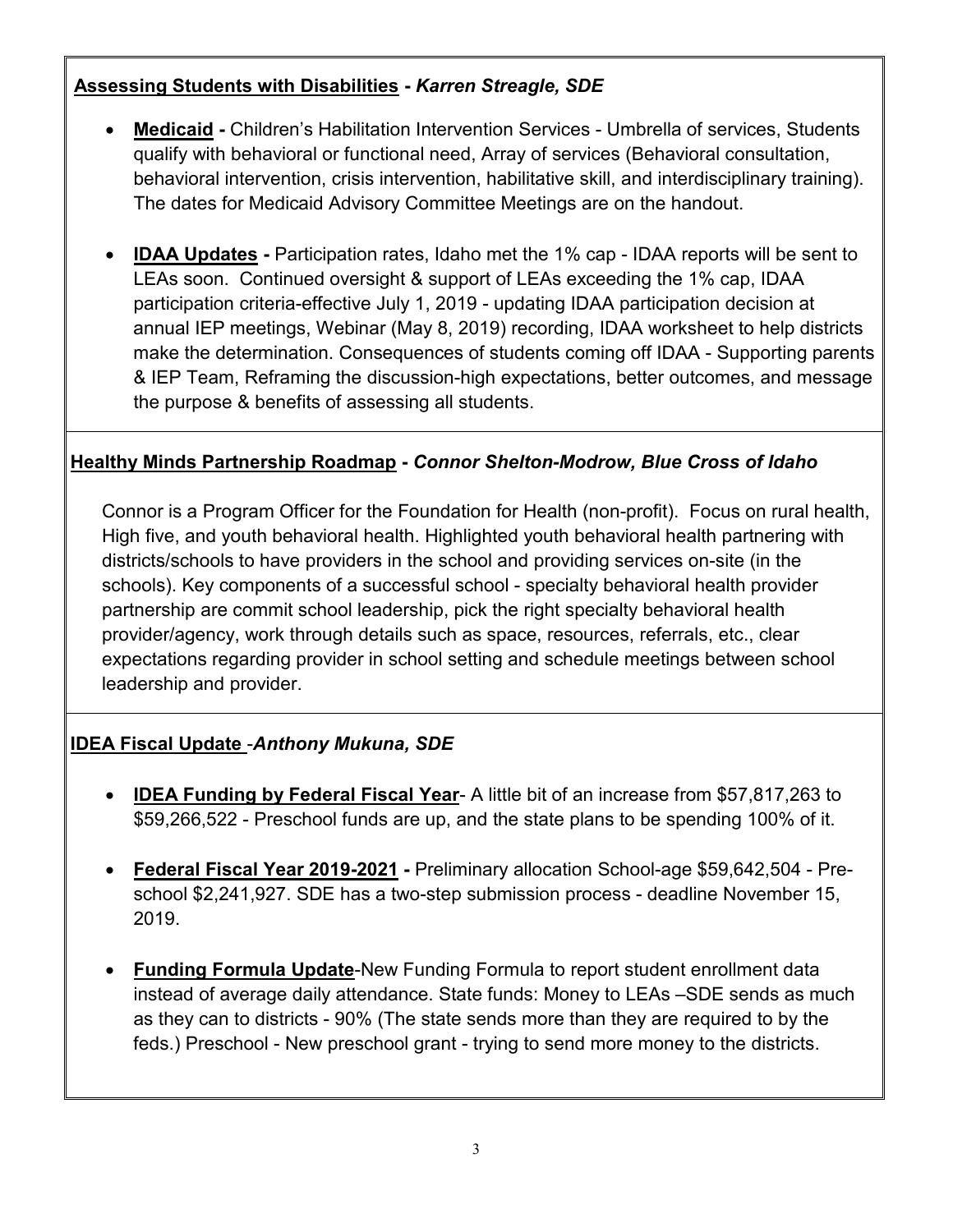**Assessing Students with Disabilities - *Karren Streagle, SDE***

- **Medicaid -** Children's Habilitation Intervention Services - Umbrella of services, Students qualify with behavioral or functional need, Array of services (Behavioral consultation, behavioral intervention, crisis intervention, habilitative skill, and interdisciplinary training). The dates for Medicaid Advisory Committee Meetings are on the handout.

- **IDAA Updates -** Participation rates, Idaho met the 1% cap - IDAA reports will be sent to LEAs soon. Continued oversight & support of LEAs exceeding the 1% cap, IDAA participation criteria-effective July 1, 2019 - updating IDAA participation decision at annual IEP meetings, Webinar (May 8, 2019) recording, IDAA worksheet to help districts make the determination. Consequences of students coming off IDAA - Supporting parents & IEP Team, Reframing the discussion-high expectations, better outcomes, and message the purpose & benefits of assessing all students.

**Healthy Minds Partnership Roadmap - *Connor Shelton-Modrow, Blue Cross of Idaho***

Connor is a Program Officer for the Foundation for Health (non-profit). Focus on rural health, High five, and youth behavioral health. Highlighted youth behavioral health partnering with districts/schools to have providers in the school and providing services on-site (in the schools). Key components of a successful school - specialty behavioral health provider partnership are commit school leadership, pick the right specialty behavioral health provider/agency, work through details such as space, resources, referrals, etc., clear expectations regarding provider in school setting and schedule meetings between school leadership and provider.

**IDEA Fiscal Update -*Anthony Mukuna, SDE***

- **IDEA Funding by Federal Fiscal Year**- A little bit of an increase from $57,817,263 to $59,266,522 - Preschool funds are up, and the state plans to be spending 100% of it.

- **Federal Fiscal Year 2019-2021 -** Preliminary allocation School-age $59,642,504 - Pre-school $2,241,927. SDE has a two-step submission process - deadline November 15, 2019.

- **Funding Formula Update**-New Funding Formula to report student enrollment data instead of average daily attendance. State funds: Money to LEAs –SDE sends as much as they can to districts - 90% (The state sends more than they are required to by the feds.) Preschool - New preschool grant - trying to send more money to the districts.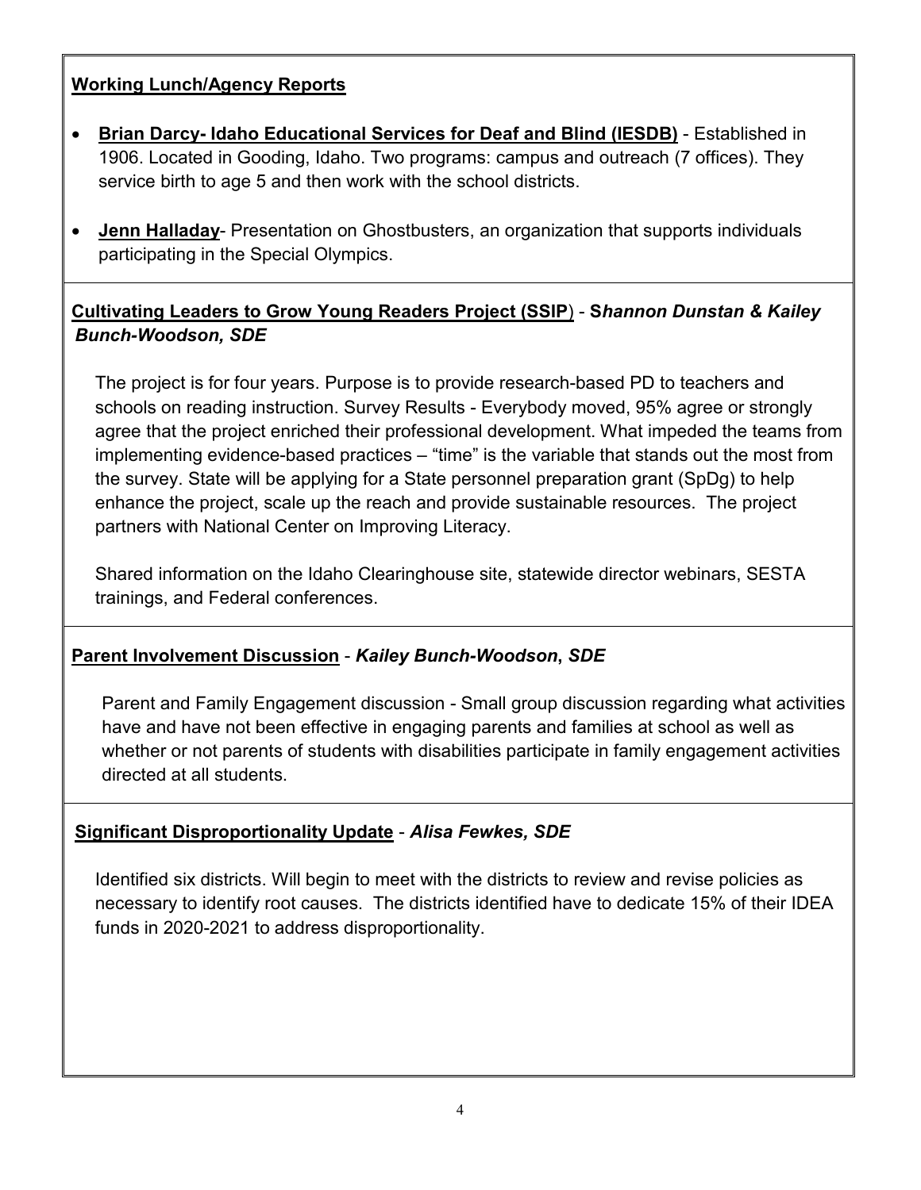**Working Lunch/Agency Reports**

- **Brian Darcy- Idaho Educational Services for Deaf and Blind (IESDB)** - Established in 1906. Located in Gooding, Idaho. Two programs: campus and outreach (7 offices). They service birth to age 5 and then work with the school districts.
- **Jenn Halladay**- Presentation on Ghostbusters, an organization that supports individuals participating in the Special Olympics.

**Cultivating Leaders to Grow Young Readers Project (SSIP**) - **S*hannon Dunstan & Kailey Bunch-Woodson, SDE***

The project is for four years. Purpose is to provide research-based PD to teachers and schools on reading instruction. Survey Results - Everybody moved, 95% agree or strongly agree that the project enriched their professional development. What impeded the teams from implementing evidence-based practices – "time" is the variable that stands out the most from the survey. State will be applying for a State personnel preparation grant (SpDg) to help enhance the project, scale up the reach and provide sustainable resources. The project partners with National Center on Improving Literacy.

Shared information on the Idaho Clearinghouse site, statewide director webinars, SESTA trainings, and Federal conferences.

**Parent Involvement Discussion** - ***Kailey Bunch-Woodson, SDE***

Parent and Family Engagement discussion - Small group discussion regarding what activities have and have not been effective in engaging parents and families at school as well as whether or not parents of students with disabilities participate in family engagement activities directed at all students.

**Significant Disproportionality Update** - ***Alisa Fewkes, SDE***

Identified six districts. Will begin to meet with the districts to review and revise policies as necessary to identify root causes. The districts identified have to dedicate 15% of their IDEA funds in 2020-2021 to address disproportionality.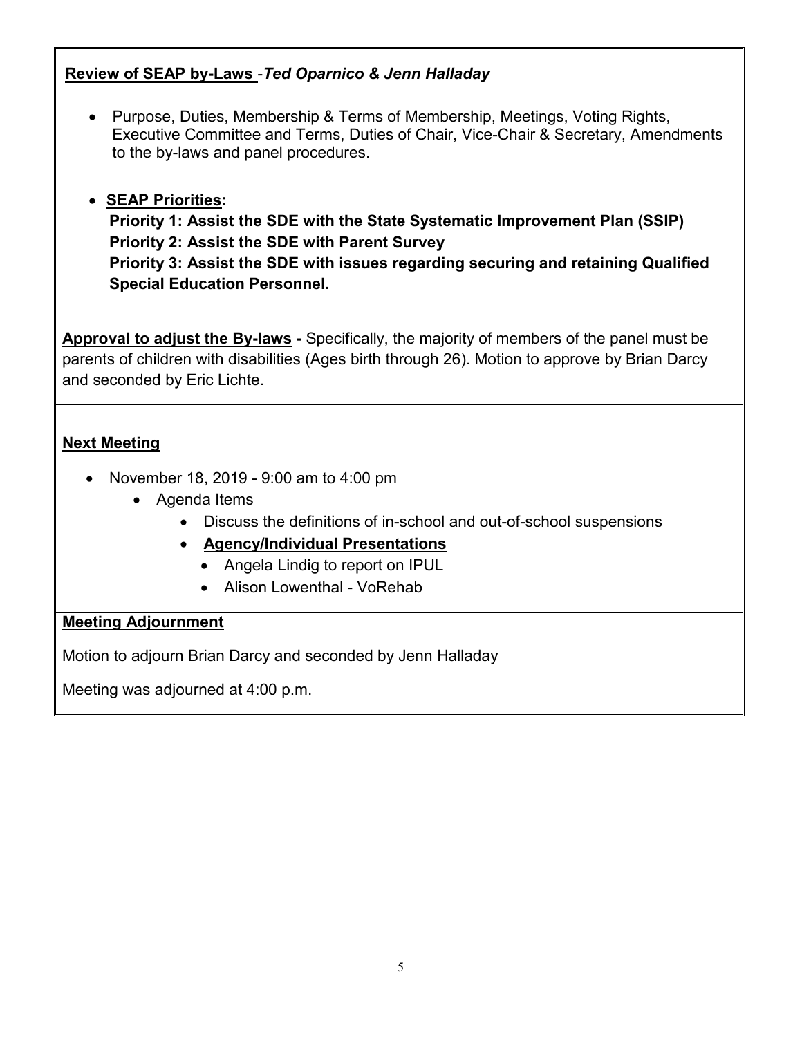**Review of SEAP by-Laws** -***Ted Oparnico & Jenn Halladay***

- Purpose, Duties, Membership & Terms of Membership, Meetings, Voting Rights, Executive Committee and Terms, Duties of Chair, Vice-Chair & Secretary, Amendments to the by-laws and panel procedures.

- **SEAP Priorities:**
  **Priority 1: Assist the SDE with the State Systematic Improvement Plan (SSIP)**
  **Priority 2: Assist the SDE with Parent Survey**
  **Priority 3: Assist the SDE with issues regarding securing and retaining Qualified Special Education Personnel.**

**Approval to adjust the By-laws -** Specifically, the majority of members of the panel must be parents of children with disabilities (Ages birth through 26). Motion to approve by Brian Darcy and seconded by Eric Lichte.

**Next Meeting**

- November 18, 2019 - 9:00 am to 4:00 pm
  - Agenda Items
    - Discuss the definitions of in-school and out-of-school suspensions
    - **Agency/Individual Presentations**
      - Angela Lindig to report on IPUL
      - Alison Lowenthal - VoRehab

**Meeting Adjournment**

Motion to adjourn Brian Darcy and seconded by Jenn Halladay

Meeting was adjourned at 4:00 p.m.